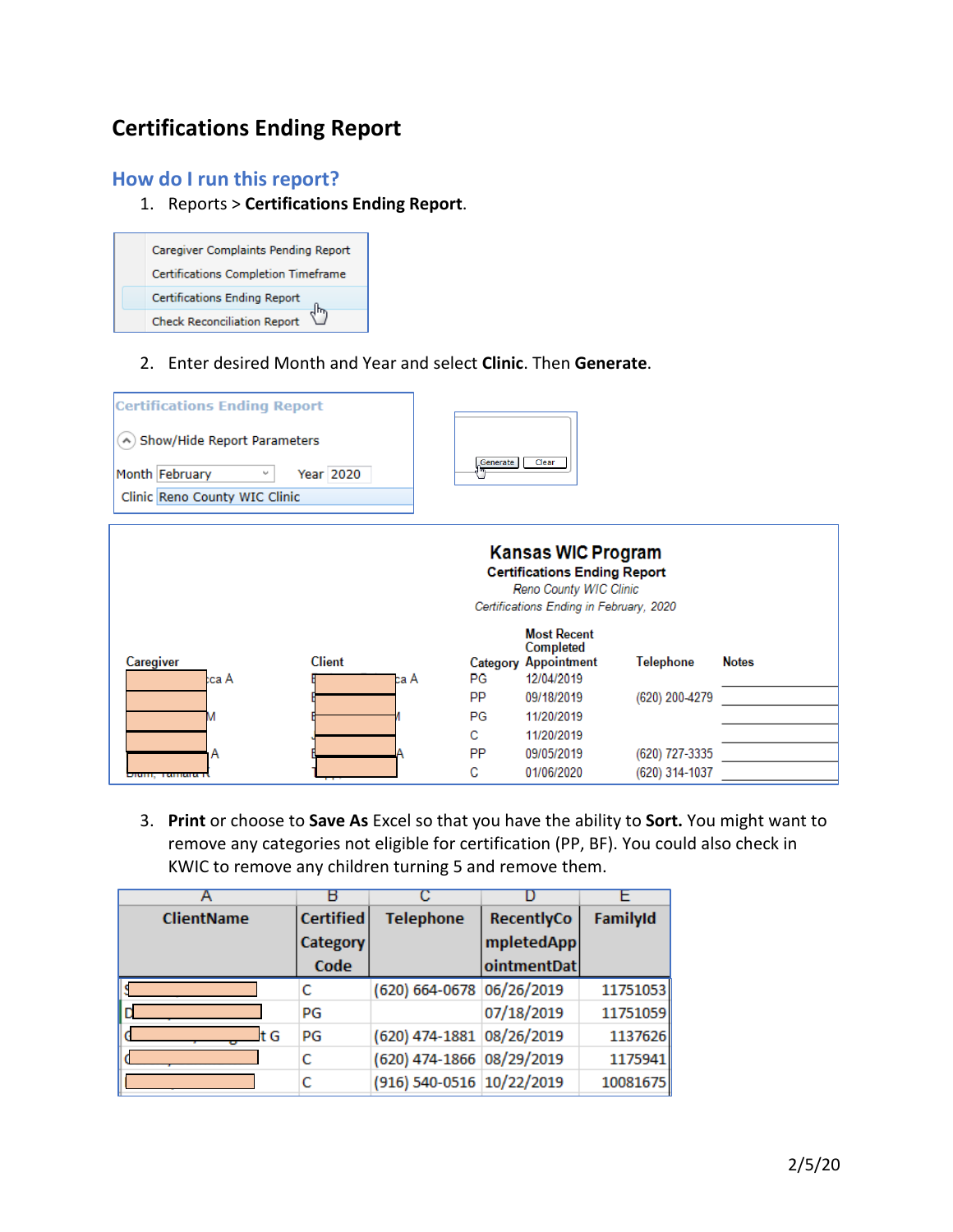# Certifications Ending Report

## How do I run this report?

1. Reports > **Certifications Ending Report**.

Caregiver Complaints Pending Report
Certifications Completion Timeframe
Certifications Ending Report
Check Reconciliation Report

2. Enter desired Month and Year and select **Clinic**. Then **Generate**.

Certifications Ending Report

Show/Hide Report Parameters

Month February Year 2020

Clinic Reno County WIC Clinic

Generate Clear

**Kansas WIC Program**
**Certifications Ending Report**
*Reno County WIC Clinic*
*Certifications Ending in February, 2020*

| Caregiver | Client | Category | Most Recent Completed Appointment | Telephone | Notes |
|---|---|---|---|---|---|
| ca A | a A | PG | 12/04/2019 | | |
| | | PP | 09/18/2019 | (620) 200-4279 | |
| M | | PG | 11/20/2019 | | |
| | | C | 11/20/2019 | | |
| A | A | PP | 09/05/2019 | (620) 727-3335 | |
| | | C | 01/06/2020 | (620) 314-1037 | |

3. **Print** or choose to **Save As** Excel so that you have the ability to **Sort.** You might want to remove any categories not eligible for certification (PP, BF). You could also check in KWIC to remove any children turning 5 and remove them.

| ClientName | Certified Category Code | Telephone | RecentlyCompletedAppointmentDat | FamilyId |
|---|---|---|---|---|
| | C | (620) 664-0678 | 06/26/2019 | 11751053 |
| | PG | | 07/18/2019 | 11751059 |
| t G | PG | (620) 474-1881 | 08/26/2019 | 1137626 |
| | C | (620) 474-1866 | 08/29/2019 | 1175941 |
| | C | (916) 540-0516 | 10/22/2019 | 10081675 |

2/5/20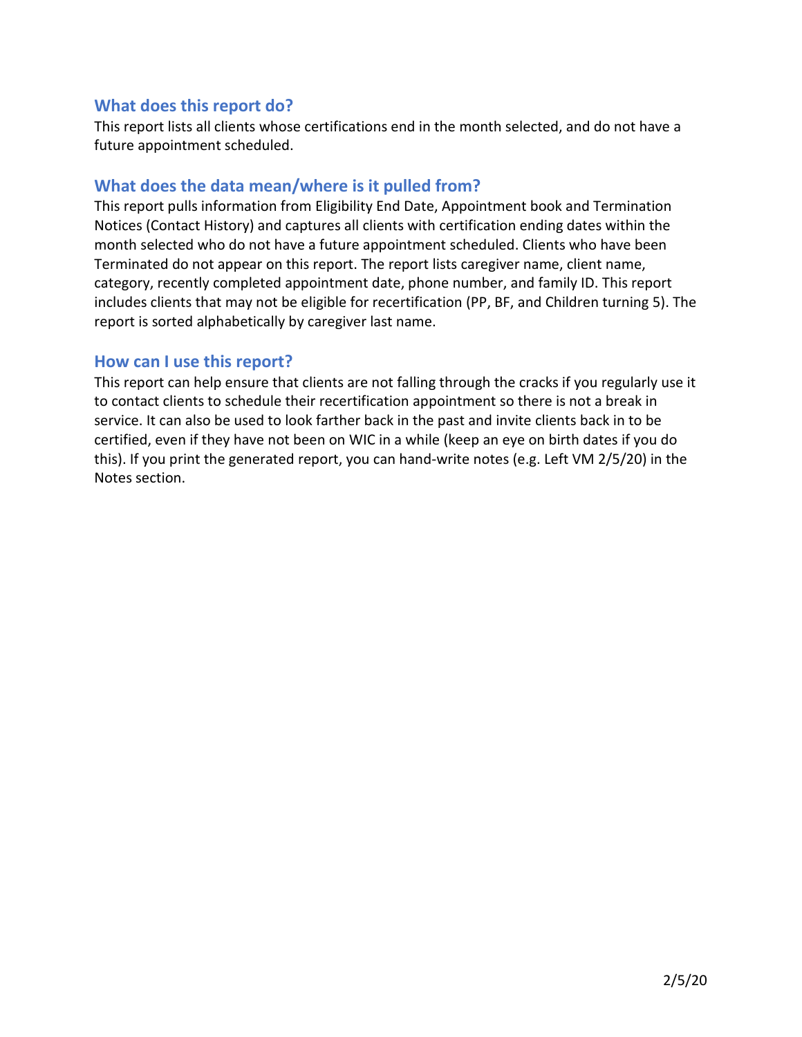## What does this report do?

This report lists all clients whose certifications end in the month selected, and do not have a future appointment scheduled.

## What does the data mean/where is it pulled from?

This report pulls information from Eligibility End Date, Appointment book and Termination Notices (Contact History) and captures all clients with certification ending dates within the month selected who do not have a future appointment scheduled. Clients who have been Terminated do not appear on this report. The report lists caregiver name, client name, category, recently completed appointment date, phone number, and family ID. This report includes clients that may not be eligible for recertification (PP, BF, and Children turning 5). The report is sorted alphabetically by caregiver last name.

## How can I use this report?

This report can help ensure that clients are not falling through the cracks if you regularly use it to contact clients to schedule their recertification appointment so there is not a break in service. It can also be used to look farther back in the past and invite clients back in to be certified, even if they have not been on WIC in a while (keep an eye on birth dates if you do this). If you print the generated report, you can hand-write notes (e.g. Left VM 2/5/20) in the Notes section.

2/5/20